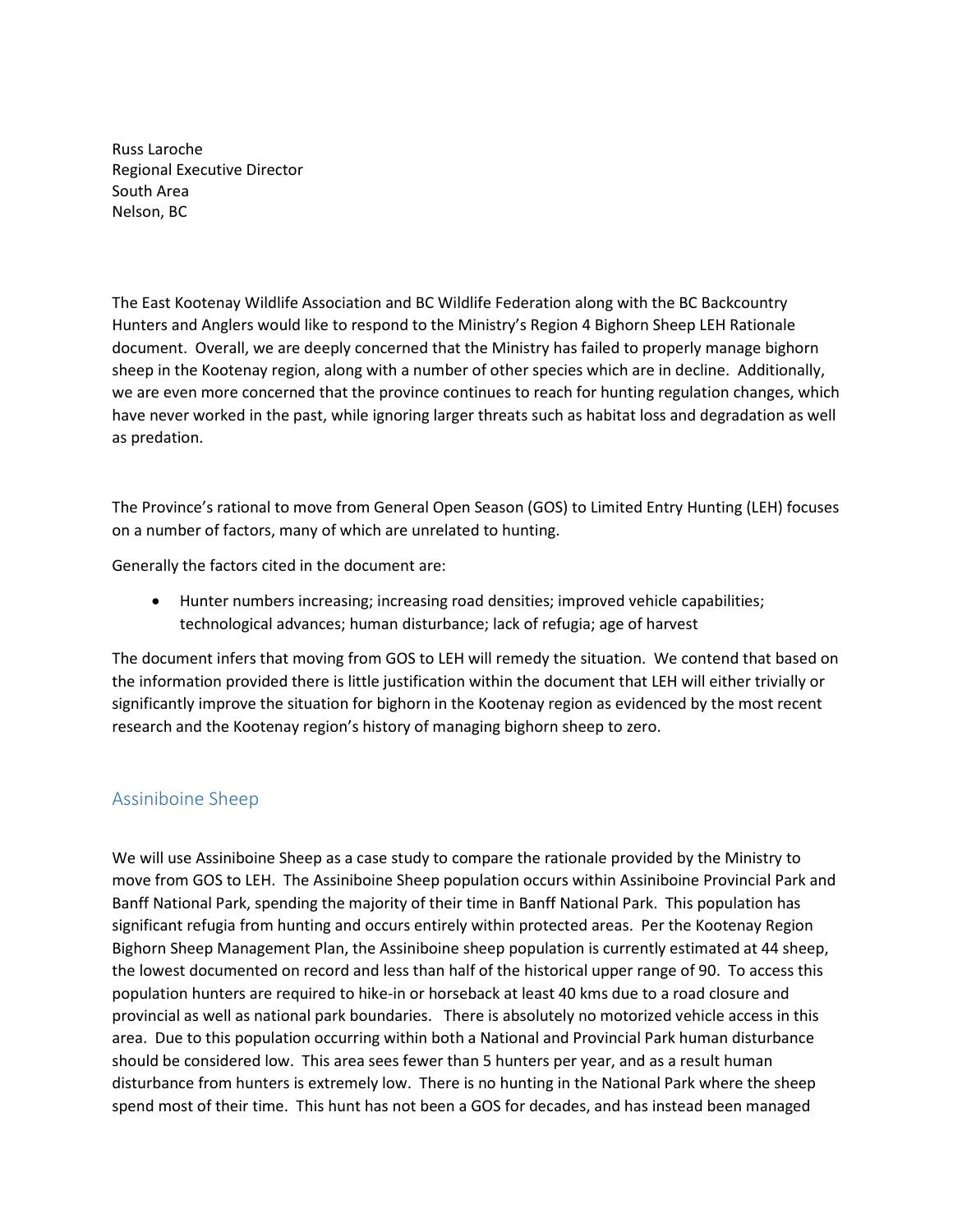Russ Laroche  
Regional Executive Director  
South Area  
Nelson, BC

The East Kootenay Wildlife Association and BC Wildlife Federation along with the BC Backcountry Hunters and Anglers would like to respond to the Ministry's Region 4 Bighorn Sheep LEH Rationale document. Overall, we are deeply concerned that the Ministry has failed to properly manage bighorn sheep in the Kootenay region, along with a number of other species which are in decline. Additionally, we are even more concerned that the province continues to reach for hunting regulation changes, which have never worked in the past, while ignoring larger threats such as habitat loss and degradation as well as predation.

The Province's rational to move from General Open Season (GOS) to Limited Entry Hunting (LEH) focuses on a number of factors, many of which are unrelated to hunting.

Generally the factors cited in the document are:

- Hunter numbers increasing; increasing road densities; improved vehicle capabilities; technological advances; human disturbance; lack of refugia; age of harvest

The document infers that moving from GOS to LEH will remedy the situation. We contend that based on the information provided there is little justification within the document that LEH will either trivially or significantly improve the situation for bighorn in the Kootenay region as evidenced by the most recent research and the Kootenay region's history of managing bighorn sheep to zero.

## Assiniboine Sheep

We will use Assiniboine Sheep as a case study to compare the rationale provided by the Ministry to move from GOS to LEH. The Assiniboine Sheep population occurs within Assiniboine Provincial Park and Banff National Park, spending the majority of their time in Banff National Park. This population has significant refugia from hunting and occurs entirely within protected areas. Per the Kootenay Region Bighorn Sheep Management Plan, the Assiniboine sheep population is currently estimated at 44 sheep, the lowest documented on record and less than half of the historical upper range of 90. To access this population hunters are required to hike-in or horseback at least 40 kms due to a road closure and provincial as well as national park boundaries. There is absolutely no motorized vehicle access in this area. Due to this population occurring within both a National and Provincial Park human disturbance should be considered low. This area sees fewer than 5 hunters per year, and as a result human disturbance from hunters is extremely low. There is no hunting in the National Park where the sheep spend most of their time. This hunt has not been a GOS for decades, and has instead been managed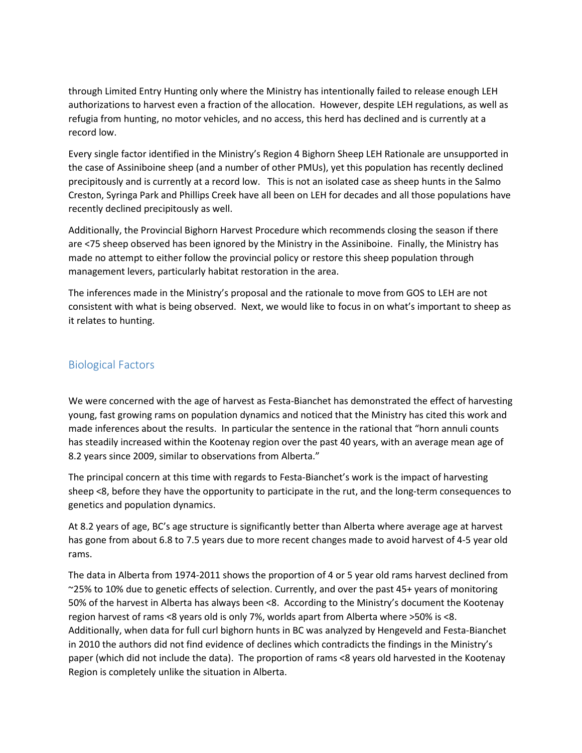through Limited Entry Hunting only where the Ministry has intentionally failed to release enough LEH authorizations to harvest even a fraction of the allocation. However, despite LEH regulations, as well as refugia from hunting, no motor vehicles, and no access, this herd has declined and is currently at a record low.

Every single factor identified in the Ministry's Region 4 Bighorn Sheep LEH Rationale are unsupported in the case of Assiniboine sheep (and a number of other PMUs), yet this population has recently declined precipitously and is currently at a record low. This is not an isolated case as sheep hunts in the Salmo Creston, Syringa Park and Phillips Creek have all been on LEH for decades and all those populations have recently declined precipitously as well.

Additionally, the Provincial Bighorn Harvest Procedure which recommends closing the season if there are <75 sheep observed has been ignored by the Ministry in the Assiniboine. Finally, the Ministry has made no attempt to either follow the provincial policy or restore this sheep population through management levers, particularly habitat restoration in the area.

The inferences made in the Ministry's proposal and the rationale to move from GOS to LEH are not consistent with what is being observed. Next, we would like to focus in on what's important to sheep as it relates to hunting.

## Biological Factors

We were concerned with the age of harvest as Festa-Bianchet has demonstrated the effect of harvesting young, fast growing rams on population dynamics and noticed that the Ministry has cited this work and made inferences about the results. In particular the sentence in the rational that "horn annuli counts has steadily increased within the Kootenay region over the past 40 years, with an average mean age of 8.2 years since 2009, similar to observations from Alberta."

The principal concern at this time with regards to Festa-Bianchet's work is the impact of harvesting sheep <8, before they have the opportunity to participate in the rut, and the long-term consequences to genetics and population dynamics.

At 8.2 years of age, BC's age structure is significantly better than Alberta where average age at harvest has gone from about 6.8 to 7.5 years due to more recent changes made to avoid harvest of 4-5 year old rams.

The data in Alberta from 1974-2011 shows the proportion of 4 or 5 year old rams harvest declined from ~25% to 10% due to genetic effects of selection. Currently, and over the past 45+ years of monitoring 50% of the harvest in Alberta has always been <8. According to the Ministry's document the Kootenay region harvest of rams <8 years old is only 7%, worlds apart from Alberta where >50% is <8. Additionally, when data for full curl bighorn hunts in BC was analyzed by Hengeveld and Festa-Bianchet in 2010 the authors did not find evidence of declines which contradicts the findings in the Ministry's paper (which did not include the data). The proportion of rams <8 years old harvested in the Kootenay Region is completely unlike the situation in Alberta.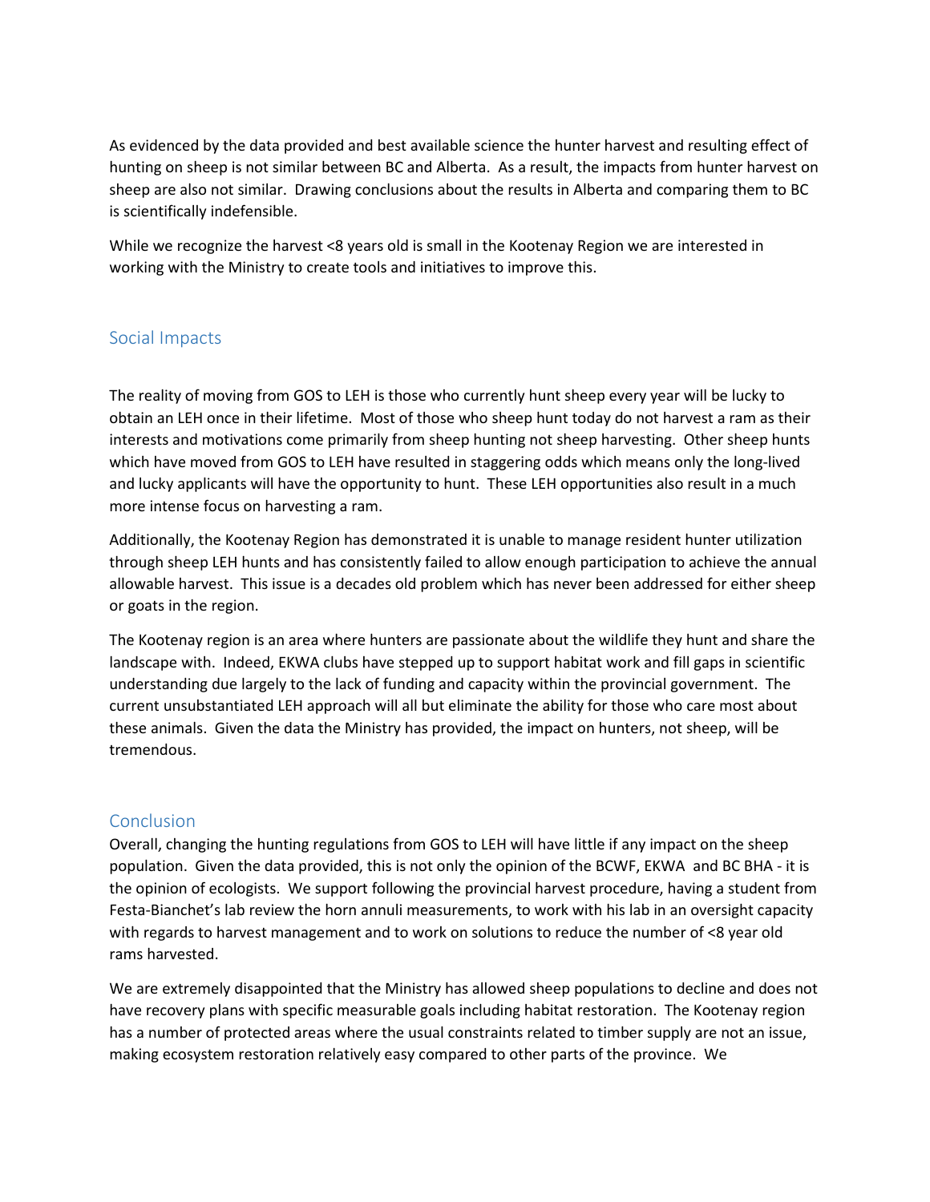As evidenced by the data provided and best available science the hunter harvest and resulting effect of hunting on sheep is not similar between BC and Alberta. As a result, the impacts from hunter harvest on sheep are also not similar. Drawing conclusions about the results in Alberta and comparing them to BC is scientifically indefensible.

While we recognize the harvest <8 years old is small in the Kootenay Region we are interested in working with the Ministry to create tools and initiatives to improve this.

## Social Impacts

The reality of moving from GOS to LEH is those who currently hunt sheep every year will be lucky to obtain an LEH once in their lifetime. Most of those who sheep hunt today do not harvest a ram as their interests and motivations come primarily from sheep hunting not sheep harvesting. Other sheep hunts which have moved from GOS to LEH have resulted in staggering odds which means only the long-lived and lucky applicants will have the opportunity to hunt. These LEH opportunities also result in a much more intense focus on harvesting a ram.

Additionally, the Kootenay Region has demonstrated it is unable to manage resident hunter utilization through sheep LEH hunts and has consistently failed to allow enough participation to achieve the annual allowable harvest. This issue is a decades old problem which has never been addressed for either sheep or goats in the region.

The Kootenay region is an area where hunters are passionate about the wildlife they hunt and share the landscape with. Indeed, EKWA clubs have stepped up to support habitat work and fill gaps in scientific understanding due largely to the lack of funding and capacity within the provincial government. The current unsubstantiated LEH approach will all but eliminate the ability for those who care most about these animals. Given the data the Ministry has provided, the impact on hunters, not sheep, will be tremendous.

## Conclusion

Overall, changing the hunting regulations from GOS to LEH will have little if any impact on the sheep population. Given the data provided, this is not only the opinion of the BCWF, EKWA and BC BHA - it is the opinion of ecologists. We support following the provincial harvest procedure, having a student from Festa-Bianchet's lab review the horn annuli measurements, to work with his lab in an oversight capacity with regards to harvest management and to work on solutions to reduce the number of <8 year old rams harvested.

We are extremely disappointed that the Ministry has allowed sheep populations to decline and does not have recovery plans with specific measurable goals including habitat restoration. The Kootenay region has a number of protected areas where the usual constraints related to timber supply are not an issue, making ecosystem restoration relatively easy compared to other parts of the province. We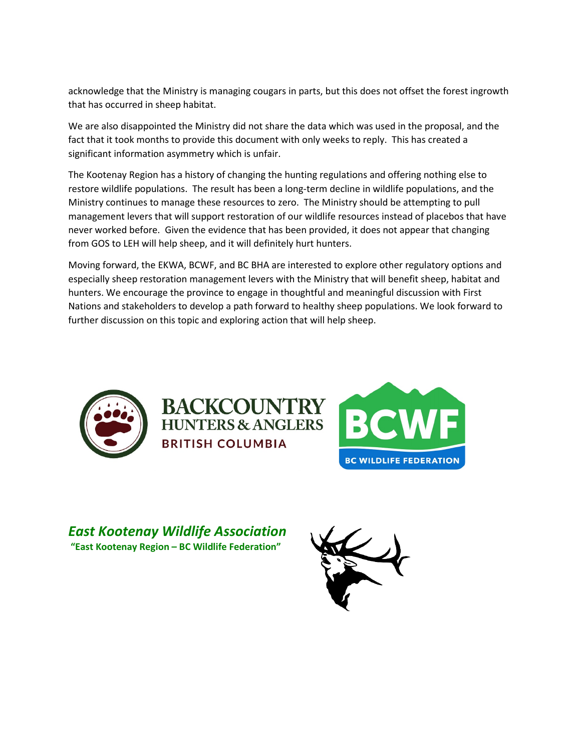acknowledge that the Ministry is managing cougars in parts, but this does not offset the forest ingrowth that has occurred in sheep habitat.

We are also disappointed the Ministry did not share the data which was used in the proposal, and the fact that it took months to provide this document with only weeks to reply. This has created a significant information asymmetry which is unfair.

The Kootenay Region has a history of changing the hunting regulations and offering nothing else to restore wildlife populations. The result has been a long-term decline in wildlife populations, and the Ministry continues to manage these resources to zero. The Ministry should be attempting to pull management levers that will support restoration of our wildlife resources instead of placebos that have never worked before. Given the evidence that has been provided, it does not appear that changing from GOS to LEH will help sheep, and it will definitely hurt hunters.

Moving forward, the EKWA, BCWF, and BC BHA are interested to explore other regulatory options and especially sheep restoration management levers with the Ministry that will benefit sheep, habitat and hunters. We encourage the province to engage in thoughtful and meaningful discussion with First Nations and stakeholders to develop a path forward to healthy sheep populations. We look forward to further discussion on this topic and exploring action that will help sheep.

BACKCOUNTRY HUNTERS & ANGLERS
BRITISH COLUMBIA

BCWF
BC WILDLIFE FEDERATION

*East Kootenay Wildlife Association*
**"East Kootenay Region – BC Wildlife Federation"**